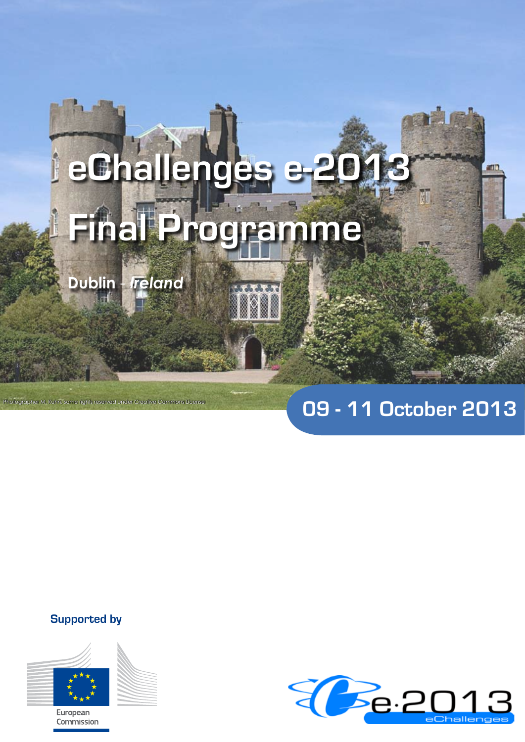# eChallenges e-2013

# Final Programme

**Dublin** - *Ireland*

Photographer M. Kuhn, some rights reserved under Creative Commons License

**09 - 11 October 2013**

**Supported by**

European Commission

e-2013 eChallenges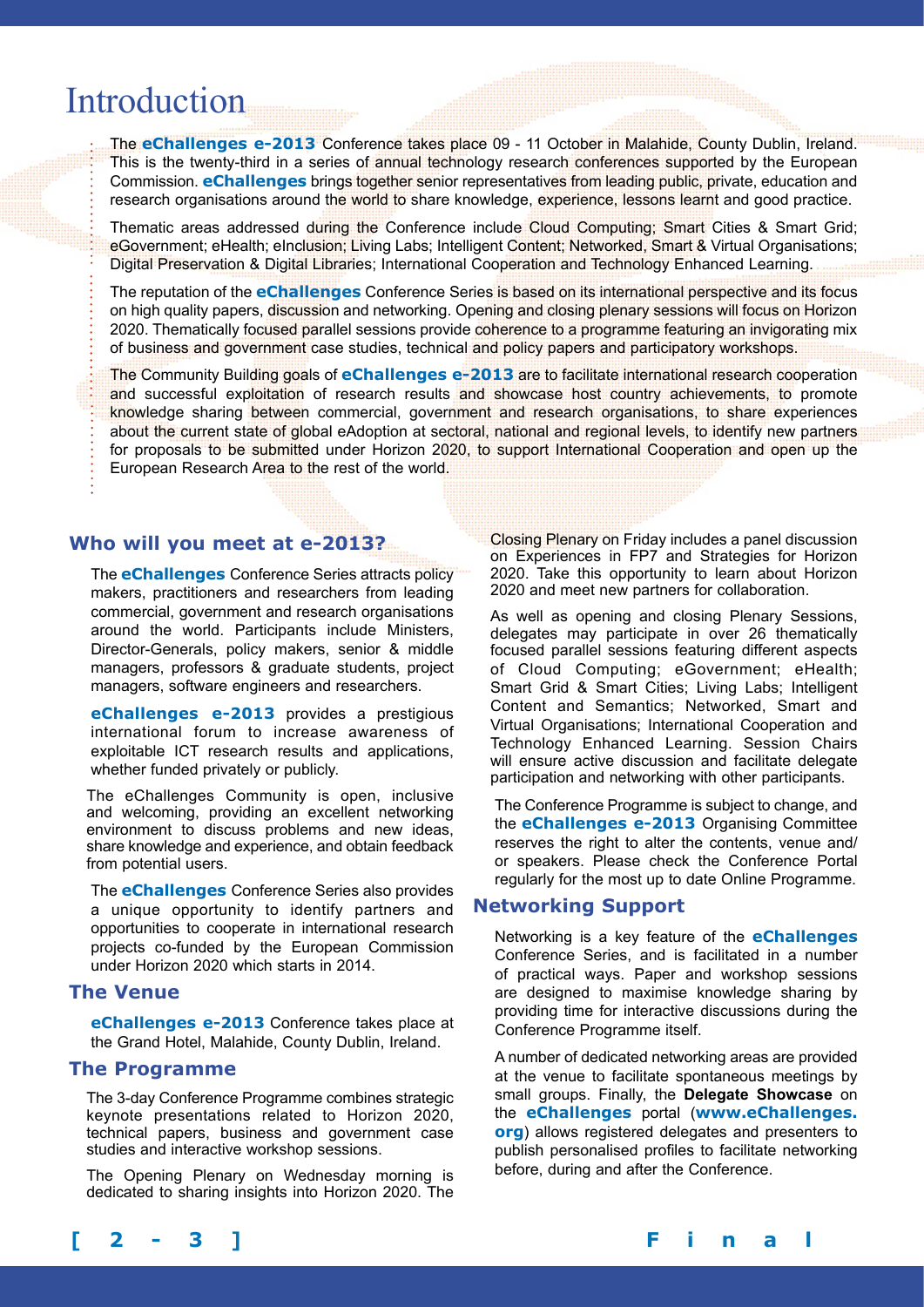# Introduction

The **eChallenges e-2013** Conference takes place 09 - 11 October in Malahide, County Dublin, Ireland. This is the twenty-third in a series of annual technology research conferences supported by the European Commission. **eChallenges** brings together senior representatives from leading public, private, education and research organisations around the world to share knowledge, experience, lessons learnt and good practice.

Thematic areas addressed during the Conference include Cloud Computing; Smart Cities & Smart Grid; eGovernment; eHealth; eInclusion; Living Labs; Intelligent Content; Networked, Smart & Virtual Organisations; Digital Preservation & Digital Libraries; International Cooperation and Technology Enhanced Learning.

The reputation of the **eChallenges** Conference Series is based on its international perspective and its focus on high quality papers, discussion and networking. Opening and closing plenary sessions will focus on Horizon 2020. Thematically focused parallel sessions provide coherence to a programme featuring an invigorating mix of business and government case studies, technical and policy papers and participatory workshops.

The Community Building goals of **eChallenges e-2013** are to facilitate international research cooperation and successful exploitation of research results and showcase host country achievements, to promote knowledge sharing between commercial, government and research organisations, to share experiences about the current state of global eAdoption at sectoral, national and regional levels, to identify new partners for proposals to be submitted under Horizon 2020, to support International Cooperation and open up the European Research Area to the rest of the world.

## Who will you meet at e-2013?

The **eChallenges** Conference Series attracts policy makers, practitioners and researchers from leading commercial, government and research organisations around the world. Participants include Ministers, Director-Generals, policy makers, senior & middle managers, professors & graduate students, project managers, software engineers and researchers.

**eChallenges e-2013** provides a prestigious international forum to increase awareness of exploitable ICT research results and applications, whether funded privately or publicly.

The eChallenges Community is open, inclusive and welcoming, providing an excellent networking environment to discuss problems and new ideas, share knowledge and experience, and obtain feedback from potential users.

The **eChallenges** Conference Series also provides a unique opportunity to identify partners and opportunities to cooperate in international research projects co-funded by the European Commission under Horizon 2020 which starts in 2014.

## The Venue

**eChallenges e-2013** Conference takes place at the Grand Hotel, Malahide, County Dublin, Ireland.

## The Programme

The 3-day Conference Programme combines strategic keynote presentations related to Horizon 2020, technical papers, business and government case studies and interactive workshop sessions.

The Opening Plenary on Wednesday morning is dedicated to sharing insights into Horizon 2020. The Closing Plenary on Friday includes a panel discussion on Experiences in FP7 and Strategies for Horizon 2020. Take this opportunity to learn about Horizon 2020 and meet new partners for collaboration.

As well as opening and closing Plenary Sessions, delegates may participate in over 26 thematically focused parallel sessions featuring different aspects of Cloud Computing; eGovernment; eHealth; Smart Grid & Smart Cities; Living Labs; Intelligent Content and Semantics; Networked, Smart and Virtual Organisations; International Cooperation and Technology Enhanced Learning. Session Chairs will ensure active discussion and facilitate delegate participation and networking with other participants.

The Conference Programme is subject to change, and the **eChallenges e-2013** Organising Committee reserves the right to alter the contents, venue and/or speakers. Please check the Conference Portal regularly for the most up to date Online Programme.

## Networking Support

Networking is a key feature of the **eChallenges** Conference Series, and is facilitated in a number of practical ways. Paper and workshop sessions are designed to maximise knowledge sharing by providing time for interactive discussions during the Conference Programme itself.

A number of dedicated networking areas are provided at the venue to facilitate spontaneous meetings by small groups. Finally, the **Delegate Showcase** on the **eChallenges** portal (**www.eChallenges.org**) allows registered delegates and presenters to publish personalised profiles to facilitate networking before, during and after the Conference.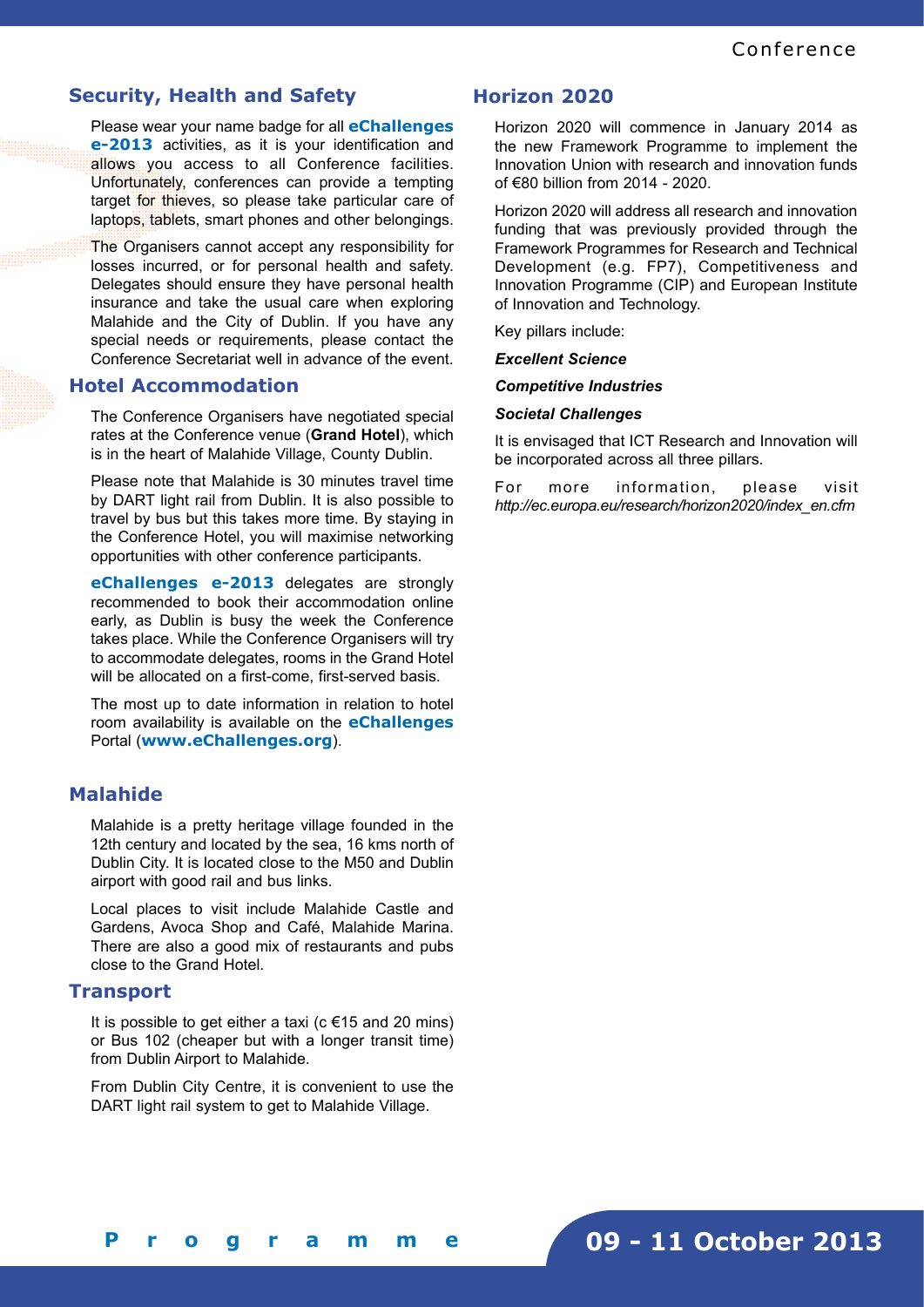## Security, Health and Safety

Please wear your name badge for all **eChallenges e-2013** activities, as it is your identification and allows you access to all Conference facilities. Unfortunately, conferences can provide a tempting target for thieves, so please take particular care of laptops, tablets, smart phones and other belongings.

The Organisers cannot accept any responsibility for losses incurred, or for personal health and safety. Delegates should ensure they have personal health insurance and take the usual care when exploring Malahide and the City of Dublin. If you have any special needs or requirements, please contact the Conference Secretariat well in advance of the event.

## Hotel Accommodation

The Conference Organisers have negotiated special rates at the Conference venue (**Grand Hotel**), which is in the heart of Malahide Village, County Dublin.

Please note that Malahide is 30 minutes travel time by DART light rail from Dublin. It is also possible to travel by bus but this takes more time. By staying in the Conference Hotel, you will maximise networking opportunities with other conference participants.

**eChallenges e-2013** delegates are strongly recommended to book their accommodation online early, as Dublin is busy the week the Conference takes place. While the Conference Organisers will try to accommodate delegates, rooms in the Grand Hotel will be allocated on a first-come, first-served basis.

The most up to date information in relation to hotel room availability is available on the **eChallenges** Portal (**www.eChallenges.org**).

## Malahide

Malahide is a pretty heritage village founded in the 12th century and located by the sea, 16 kms north of Dublin City. It is located close to the M50 and Dublin airport with good rail and bus links.

Local places to visit include Malahide Castle and Gardens, Avoca Shop and Café, Malahide Marina. There are also a good mix of restaurants and pubs close to the Grand Hotel.

## Transport

It is possible to get either a taxi (c €15 and 20 mins) or Bus 102 (cheaper but with a longer transit time) from Dublin Airport to Malahide.

From Dublin City Centre, it is convenient to use the DART light rail system to get to Malahide Village.

## Horizon 2020

Horizon 2020 will commence in January 2014 as the new Framework Programme to implement the Innovation Union with research and innovation funds of €80 billion from 2014 - 2020.

Horizon 2020 will address all research and innovation funding that was previously provided through the Framework Programmes for Research and Technical Development (e.g. FP7), Competitiveness and Innovation Programme (CIP) and European Institute of Innovation and Technology.

Key pillars include:

***Excellent Science***

***Competitive Industries***

***Societal Challenges***

It is envisaged that ICT Research and Innovation will be incorporated across all three pillars.

For more information, please visit *http://ec.europa.eu/research/horizon2020/index_en.cfm*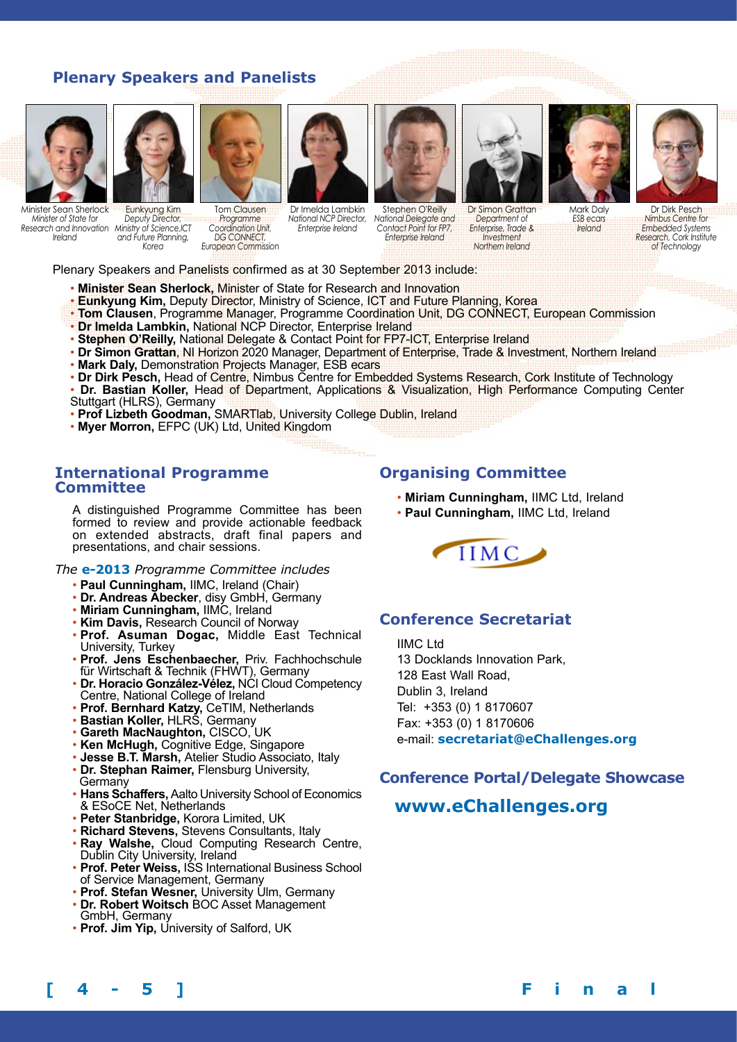## Plenary Speakers and Panelists

Minister Sean Sherlock
*Minister of State for Research and Innovation Ireland*

Eunkyung Kim
*Deputy Director, Ministry of Science,ICT and Future Planning, Korea*

Tom Clausen
*Programme Coordination Unit, DG CONNECT, European Commission*

Dr Imelda Lambkin
*National NCP Director, Enterprise Ireland*

Stephen O'Reilly
*National Delegate and Contact Point for FP7, Enterprise Ireland*

Dr Simon Grattan
*Department of Enterprise, Trade & Investment Northern Ireland*

Mark Daly
*ESB ecars Ireland*

Dr Dirk Pesch
*Nimbus Centre for Embedded Systems Research, Cork Institute of Technology*

Plenary Speakers and Panelists confirmed as at 30 September 2013 include:

- **Minister Sean Sherlock,** Minister of State for Research and Innovation
- **Eunkyung Kim,** Deputy Director, Ministry of Science, ICT and Future Planning, Korea
- **Tom Clausen**, Programme Manager, Programme Coordination Unit, DG CONNECT, European Commission
- **Dr Imelda Lambkin,** National NCP Director, Enterprise Ireland
- **Stephen O'Reilly,** National Delegate & Contact Point for FP7-ICT, Enterprise Ireland
- **Dr Simon Grattan**, NI Horizon 2020 Manager, Department of Enterprise, Trade & Investment, Northern Ireland
- **Mark Daly,** Demonstration Projects Manager, ESB ecars
- **Dr Dirk Pesch**, Head of Centre, Nimbus Centre for Embedded Systems Research, Cork Institute of Technology
- **Dr. Bastian Koller,** Head of Department, Applications & Visualization, High Performance Computing Center Stuttgart (HLRS), Germany
- **Prof Lizbeth Goodman,** SMARTlab, University College Dublin, Ireland
- **Myer Morron,** EFPC (UK) Ltd, United Kingdom

## International Programme Committee

A distinguished Programme Committee has been formed to review and provide actionable feedback on extended abstracts, draft final papers and presentations, and chair sessions.

*The* **e-2013** *Programme Committee includes*

- **Paul Cunningham,** IIMC, Ireland (Chair)
- **Dr. Andreas Abecker**, disy GmbH, Germany
- **Miriam Cunningham,** IIMC, Ireland
- **Kim Davis,** Research Council of Norway
- **Prof. Asuman Dogac,** Middle East Technical University, Turkey
- **Prof. Jens Eschenbaecher,** Priv. Fachhochschule für Wirtschaft & Technik (FHWT), Germany
- **Dr. Horacio González-Vélez,** NCI Cloud Competency Centre, National College of Ireland
- **Prof. Bernhard Katzy,** CeTIM, Netherlands
- **Bastian Koller,** HLRS, Germany
- **Gareth MacNaughton,** CISCO, UK
- **Ken McHugh,** Cognitive Edge, Singapore
- **Jesse B.T. Marsh,** Atelier Studio Associato, Italy
- **Dr. Stephan Raimer,** Flensburg University, Germany
- **Hans Schaffers,** Aalto University School of Economics & ESoCE Net, Netherlands
- **Peter Stanbridge,** Korora Limited, UK
- **Richard Stevens,** Stevens Consultants, Italy
- **Ray Walshe,** Cloud Computing Research Centre, Dublin City University, Ireland
- **Prof. Peter Weiss,** ISS International Business School of Service Management, Germany
- **Prof. Stefan Wesner,** University Ulm, Germany
- **Dr. Robert Woitsch** BOC Asset Management GmbH, Germany
- **Prof. Jim Yip,** University of Salford, UK

## Organising Committee

- **Miriam Cunningham,** IIMC Ltd, Ireland
- **Paul Cunningham,** IIMC Ltd, Ireland

IIMC

## Conference Secretariat

IIMC Ltd
13 Docklands Innovation Park,
128 East Wall Road,
Dublin 3, Ireland
Tel: +353 (0) 1 8170607
Fax: +353 (0) 1 8170606
e-mail: **secretariat@eChallenges.org**

## Conference Portal/Delegate Showcase

**www.eChallenges.org**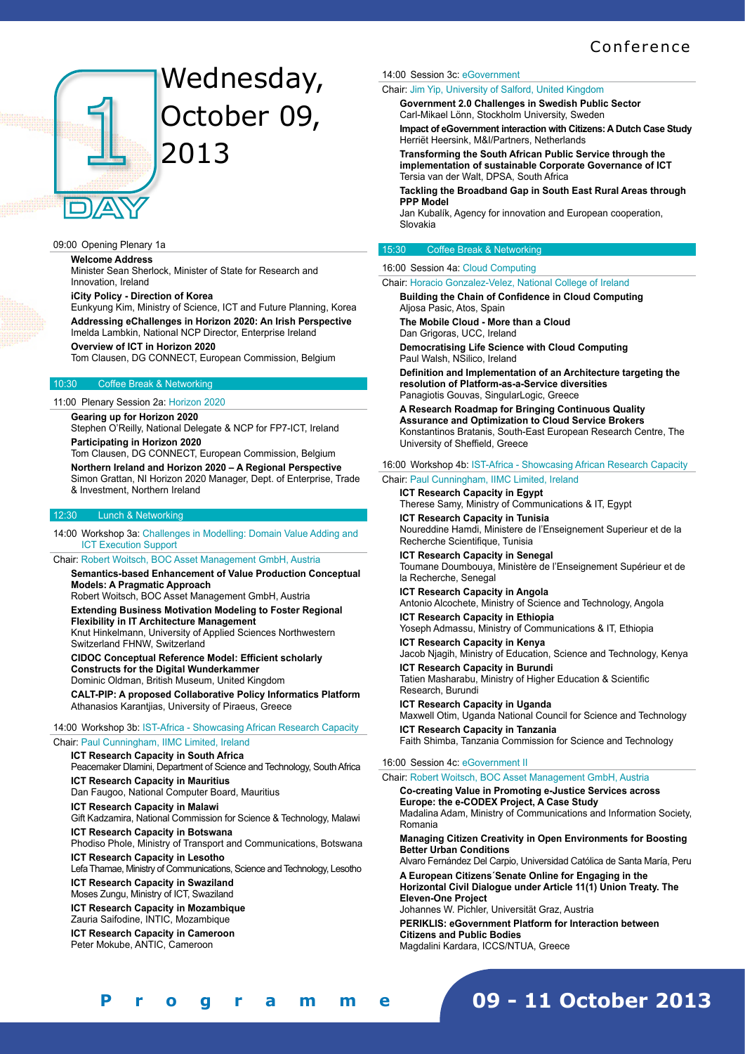# Day 1 – Wednesday, October 09, 2013

09:00 Opening Plenary 1a

**Welcome Address**
Minister Sean Sherlock, Minister of State for Research and Innovation, Ireland

**iCity Policy - Direction of Korea**
Eunkyung Kim, Ministry of Science, ICT and Future Planning, Korea

**Addressing eChallenges in Horizon 2020: An Irish Perspective**
Imelda Lambkin, National NCP Director, Enterprise Ireland

**Overview of ICT in Horizon 2020**
Tom Clausen, DG CONNECT, European Commission, Belgium

10:30 Coffee Break & Networking

11:00 Plenary Session 2a: Horizon 2020

**Gearing up for Horizon 2020**
Stephen O'Reilly, National Delegate & NCP for FP7-ICT, Ireland

**Participating in Horizon 2020**
Tom Clausen, DG CONNECT, European Commission, Belgium

**Northern Ireland and Horizon 2020 – A Regional Perspective**
Simon Grattan, NI Horizon 2020 Manager, Dept. of Enterprise, Trade & Investment, Northern Ireland

12:30 Lunch & Networking

14:00 Workshop 3a: Challenges in Modelling: Domain Value Adding and ICT Execution Support

Chair: Robert Woitsch, BOC Asset Management GmbH, Austria

**Semantics-based Enhancement of Value Production Conceptual Models: A Pragmatic Approach**
Robert Woitsch, BOC Asset Management GmbH, Austria

**Extending Business Motivation Modeling to Foster Regional Flexibility in IT Architecture Management**
Knut Hinkelmann, University of Applied Sciences Northwestern Switzerland FHNW, Switzerland

**CIDOC Conceptual Reference Model: Efficient scholarly Constructs for the Digital Wunderkammer**
Dominic Oldman, British Museum, United Kingdom

**CALT-PIP: A proposed Collaborative Policy Informatics Platform**
Athanasios Karantjias, University of Piraeus, Greece

14:00 Workshop 3b: IST-Africa - Showcasing African Research Capacity

Chair: Paul Cunningham, IIMC Limited, Ireland

**ICT Research Capacity in South Africa**
Peacemaker Dlamini, Department of Science and Technology, South Africa

**ICT Research Capacity in Mauritius**
Dan Faugoo, National Computer Board, Mauritius

**ICT Research Capacity in Malawi**
Gift Kadzamira, National Commission for Science & Technology, Malawi

**ICT Research Capacity in Botswana**
Phodiso Phole, Ministry of Transport and Communications, Botswana

**ICT Research Capacity in Lesotho**
Lefa Thamae, Ministry of Communications, Science and Technology, Lesotho

**ICT Research Capacity in Swaziland**
Moses Zungu, Ministry of ICT, Swaziland

**ICT Research Capacity in Mozambique**
Zauria Saifodine, INTIC, Mozambique

**ICT Research Capacity in Cameroon**
Peter Mokube, ANTIC, Cameroon

14:00 Session 3c: eGovernment

Chair: Jim Yip, University of Salford, United Kingdom

**Government 2.0 Challenges in Swedish Public Sector**
Carl-Mikael Lönn, Stockholm University, Sweden

**Impact of eGovernment interaction with Citizens: A Dutch Case Study**
Herriët Heersink, M&I/Partners, Netherlands

**Transforming the South African Public Service through the implementation of sustainable Corporate Governance of ICT**
Tersia van der Walt, DPSA, South Africa

**Tackling the Broadband Gap in South East Rural Areas through PPP Model**
Jan Kubalík, Agency for innovation and European cooperation, Slovakia

15:30 Coffee Break & Networking

16:00 Session 4a: Cloud Computing

Chair: Horacio Gonzalez-Velez, National College of Ireland

**Building the Chain of Confidence in Cloud Computing**
Aljosa Pasic, Atos, Spain

**The Mobile Cloud - More than a Cloud**
Dan Grigoras, UCC, Ireland

**Democratising Life Science with Cloud Computing**
Paul Walsh, NSilico, Ireland

**Definition and Implementation of an Architecture targeting the resolution of Platform-as-a-Service diversities**
Panagiotis Gouvas, SingularLogic, Greece

**A Research Roadmap for Bringing Continuous Quality Assurance and Optimization to Cloud Service Brokers**
Konstantinos Bratanis, South-East European Research Centre, The University of Sheffield, Greece

16:00 Workshop 4b: IST-Africa - Showcasing African Research Capacity

Chair: Paul Cunningham, IIMC Limited, Ireland

**ICT Research Capacity in Egypt**
Therese Samy, Ministry of Communications & IT, Egypt

**ICT Research Capacity in Tunisia**
Noureddine Hamdi, Ministere de l'Enseignement Superieur et de la Recherche Scientifique, Tunisia

**ICT Research Capacity in Senegal**
Toumane Doumbouya, Ministère de l'Enseignement Supérieur et de la Recherche, Senegal

**ICT Research Capacity in Angola**
Antonio Alcochete, Ministry of Science and Technology, Angola

**ICT Research Capacity in Ethiopia**
Yoseph Admassu, Ministry of Communications & IT, Ethiopia

**ICT Research Capacity in Kenya**
Jacob Njagih, Ministry of Education, Science and Technology, Kenya

**ICT Research Capacity in Burundi**
Tatien Masharabu, Ministry of Higher Education & Scientific Research, Burundi

**ICT Research Capacity in Uganda**
Maxwell Otim, Uganda National Council for Science and Technology

**ICT Research Capacity in Tanzania**
Faith Shimba, Tanzania Commission for Science and Technology

16:00 Session 4c: eGovernment II

Chair: Robert Woitsch, BOC Asset Management GmbH, Austria

**Co-creating Value in Promoting e-Justice Services across Europe: the e-CODEX Project, A Case Study**
Madalina Adam, Ministry of Communications and Information Society, Romania

**Managing Citizen Creativity in Open Environments for Boosting Better Urban Conditions**
Alvaro Fernández Del Carpio, Universidad Católica de Santa María, Peru

**A European Citizens´Senate Online for Engaging in the Horizontal Civil Dialogue under Article 11(1) Union Treaty. The Eleven-One Project**
Johannes W. Pichler, Universität Graz, Austria

**PERIKLIS: eGovernment Platform for Interaction between Citizens and Public Bodies**
Magdalini Kardara, ICCS/NTUA, Greece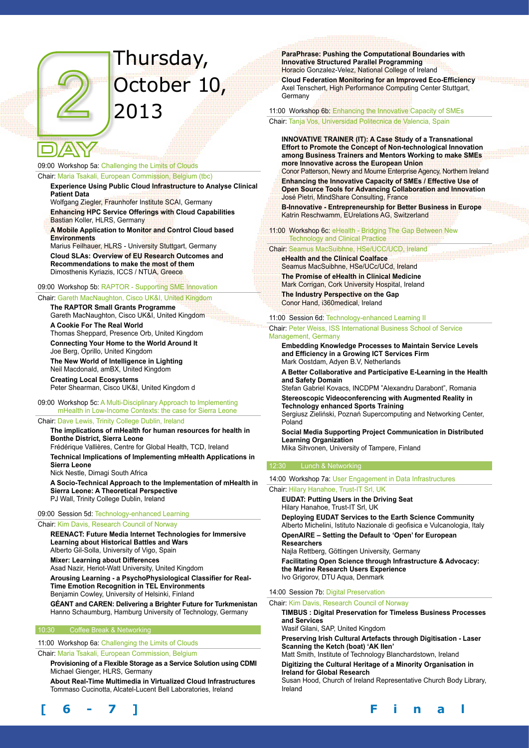# Day 2 — Thursday, October 10, 2013

09:00 Workshop 5a: Challenging the Limits of Clouds

Chair: Maria Tsakali, European Commission, Belgium (tbc)

**Experience Using Public Cloud Infrastructure to Analyse Clinical Patient Data**
Wolfgang Ziegler, Fraunhofer Institute SCAI, Germany

**Enhancing HPC Service Offerings with Cloud Capabilities**
Bastian Koller, HLRS, Germany

**A Mobile Application to Monitor and Control Cloud based Environments**
Marius Feilhauer, HLRS - University Stuttgart, Germany

**Cloud SLAs: Overview of EU Research Outcomes and Recommendations to make the most of them**
Dimosthenis Kyriazis, ICCS / NTUA, Greece

09:00 Workshop 5b: RAPTOR - Supporting SME Innovation

Chair: Gareth MacNaughton, Cisco UK&I, United Kingdom

**The RAPTOR Small Grants Programme**
Gareth MacNaughton, Cisco UK&I, United Kingdom

**A Cookie For The Real World**
Thomas Sheppard, Presence Orb, United Kingdom

**Connecting Your Home to the World Around It**
Joe Berg, Oprillo, United Kingdom

**The New World of Intelligence in Lighting**
Neil Macdonald, amBX, United Kingdom

**Creating Local Ecosystems**
Peter Shearman, Cisco UK&I, United Kingdom d

09:00 Workshop 5c: A Multi-Disciplinary Approach to Implementing mHealth in Low-Income Contexts: the case for Sierra Leone

Chair: Dave Lewis, Trinity College Dublin, Ireland

**The implications of mHealth for human resources for health in Bonthe District, Sierra Leone**
Frédérique Vallières, Centre for Global Health, TCD, Ireland

**Technical Implications of Implementing mHealth Applications in Sierra Leone**
Nick Nestle, Dimagi South Africa

**A Socio-Technical Approach to the Implementation of mHealth in Sierra Leone: A Theoretical Perspective**
PJ Wall, Trinity College Dublin, Ireland

09:00 Session 5d: Technology-enhanced Learning

Chair: Kim Davis, Research Council of Norway

**REENACT: Future Media Internet Technologies for Immersive Learning about Historical Battles and Wars**
Alberto Gil-Solla, University of Vigo, Spain

**Mixer: Learning about Differences**
Asad Nazir, Heriot-Watt University, United Kingdom

**Arousing Learning - a PsychoPhysiological Classifier for Real-Time Emotion Recognition in TEL Environments**
Benjamin Cowley, University of Helsinki, Finland

**GÉANT and CAREN: Delivering a Brighter Future for Turkmenistan**
Hanno Schaumburg, Hamburg University of Technology, Germany

10:30 Coffee Break & Networking

11:00 Workshop 6a: Challenging the Limits of Clouds

Chair: Maria Tsakali, European Commission, Belgium

**Provisioning of a Flexible Storage as a Service Solution using CDMI**
Michael Gienger, HLRS, Germany

**About Real-Time Multimedia in Virtualized Cloud Infrastructures**
Tommaso Cucinotta, Alcatel-Lucent Bell Laboratories, Ireland

**ParaPhrase: Pushing the Computational Boundaries with Innovative Structured Parallel Programming**
Horacio Gonzalez-Velez, National College of Ireland

**Cloud Federation Monitoring for an Improved Eco-Efficiency**
Axel Tenschert, High Performance Computing Center Stuttgart, Germany

11:00 Workshop 6b: Enhancing the Innovative Capacity of SMEs

Chair: Tanja Vos, Universidad Politecnica de Valencia, Spain

**INNOVATIVE TRAINER (IT): A Case Study of a Transnational Effort to Promote the Concept of Non-technological Innovation among Business Trainers and Mentors Working to make SMEs more Innovative across the European Union**
Conor Patterson, Newry and Mourne Enterprise Agency, Northern Ireland

**Enhancing the Innovative Capacity of SMEs / Effective Use of Open Source Tools for Advancing Collaboration and Innovation**
José Pietri, MindShare Consulting, France

**B-Innovative - Entrepreneurship for Better Business in Europe**
Katrin Reschwamm, EUrelations AG, Switzerland

11:00 Workshop 6c: eHealth - Bridging The Gap Between New Technology and Clinical Practice

Chair: Seamus MacSuibhne, HSe/UCC/UCD, Ireland

**eHealth and the Clinical Coalface**
Seamus MacSuibhne, HSe/UCc/UCd, Ireland

**The Promise of eHealth in Clinical Medicine**
Mark Corrigan, Cork University Hospital, Ireland

**The Industry Perspective on the Gap**
Conor Hand, i360medical, Ireland

11:00 Session 6d: Technology-enhanced Learning II

Chair: Peter Weiss, ISS International Business School of Service Management, Germany

**Embedding Knowledge Processes to Maintain Service Levels and Efficiency in a Growing ICT Services Firm**
Mark Oostdam, Adyen B.V, Netherlands

**A Better Collaborative and Participative E-Learning in the Health and Safety Domain**
Stefan Gabriel Kovacs, INCDPM "Alexandru Darabont", Romania

**Stereoscopic Videoconferencing with Augmented Reality in Technology enhanced Sports Training**
Sergiusz Zieliński, Poznań Supercomputing and Networking Center, Poland

**Social Media Supporting Project Communication in Distributed Learning Organization**
Mika Sihvonen, University of Tampere, Finland

12:30 Lunch & Networking

14:00 Workshop 7a: User Engagement in Data Infrastructures

Chair: Hilary Hanahoe, Trust-IT Srl, UK

**EUDAT: Putting Users in the Driving Seat**
Hilary Hanahoe, Trust-IT Srl, UK

**Deploying EUDAT Services to the Earth Science Community**
Alberto Michelini, Istituto Nazionale di geofisica e Vulcanologia, Italy

**OpenAIRE – Setting the Default to 'Open' for European Researchers**
Najla Rettberg, Göttingen University, Germany

**Facilitating Open Science through Infrastructure & Advocacy: the Marine Research Users Experience**
Ivo Grigorov, DTU Aqua, Denmark

14:00 Session 7b: Digital Preservation

Chair: Kim Davis, Research Council of Norway

**TIMBUS : Digital Preservation for Timeless Business Processes and Services**
Wasif Gilani, SAP, United Kingdom

**Preserving Irish Cultural Artefacts through Digitisation - Laser Scanning the Ketch (boat) 'AK Ilen'**
Matt Smith, Institute of Technology Blanchardstown, Ireland

**Digitizing the Cultural Heritage of a Minority Organisation in Ireland for Global Research**
Susan Hood, Church of Ireland Representative Church Body Library, Ireland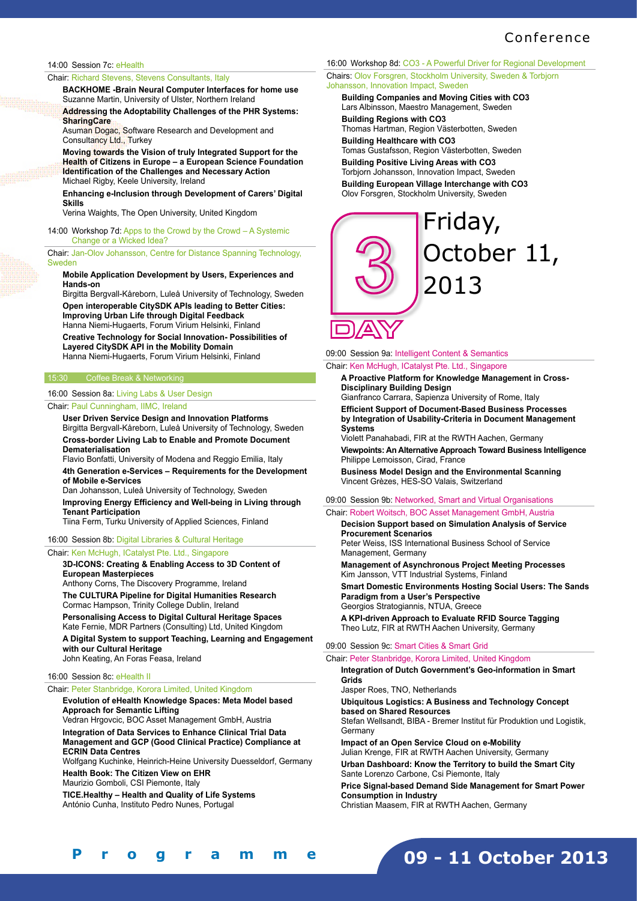14:00 Session 7c: eHealth

Chair: Richard Stevens, Stevens Consultants, Italy

**BACKHOME -Brain Neural Computer Interfaces for home use**
Suzanne Martin, University of Ulster, Northern Ireland

**Addressing the Adoptability Challenges of the PHR Systems: SharingCare**
Asuman Dogac, Software Research and Development and Consultancy Ltd., Turkey

**Moving towards the Vision of truly Integrated Support for the Health of Citizens in Europe – a European Science Foundation Identification of the Challenges and Necessary Action**
Michael Rigby, Keele University, Ireland

**Enhancing e-Inclusion through Development of Carers' Digital Skills**
Verina Waights, The Open University, United Kingdom

14:00 Workshop 7d: Apps to the Crowd by the Crowd – A Systemic Change or a Wicked Idea?

Chair: Jan-Olov Johansson, Centre for Distance Spanning Technology, Sweden

**Mobile Application Development by Users, Experiences and Hands-on**
Birgitta Bergvall-Kåreborn, Luleå University of Technology, Sweden

**Open interoperable CitySDK APIs leading to Better Cities: Improving Urban Life through Digital Feedback**
Hanna Niemi-Hugaerts, Forum Virium Helsinki, Finland

**Creative Technology for Social Innovation- Possibilities of Layered CitySDK API in the Mobility Domain**
Hanna Niemi-Hugaerts, Forum Virium Helsinki, Finland

15:30 Coffee Break & Networking

16:00 Session 8a: Living Labs & User Design

Chair: Paul Cunningham, IIMC, Ireland

**User Driven Service Design and Innovation Platforms**
Birgitta Bergvall-Kåreborn, Luleå University of Technology, Sweden

**Cross-border Living Lab to Enable and Promote Document Dematerialisation**
Flavio Bonfatti, University of Modena and Reggio Emilia, Italy

**4th Generation e-Services – Requirements for the Development of Mobile e-Services**
Dan Johansson, Luleå University of Technology, Sweden

**Improving Energy Efficiency and Well-being in Living through Tenant Participation**
Tiina Ferm, Turku University of Applied Sciences, Finland

16:00 Session 8b: Digital Libraries & Cultural Heritage

Chair: Ken McHugh, ICatalyst Pte. Ltd., Singapore

**3D-ICONS: Creating & Enabling Access to 3D Content of European Masterpieces**
Anthony Corns, The Discovery Programme, Ireland

**The CULTURA Pipeline for Digital Humanities Research**
Cormac Hampson, Trinity College Dublin, Ireland

**Personalising Access to Digital Cultural Heritage Spaces**
Kate Fernie, MDR Partners (Consulting) Ltd, United Kingdom

**A Digital System to support Teaching, Learning and Engagement with our Cultural Heritage**
John Keating, An Foras Feasa, Ireland

16:00 Session 8c: eHealth II

Chair: Peter Stanbridge, Korora Limited, United Kingdom

**Evolution of eHealth Knowledge Spaces: Meta Model based Approach for Semantic Lifting**
Vedran Hrgovcic, BOC Asset Management GmbH, Austria

**Integration of Data Services to Enhance Clinical Trial Data Management and GCP (Good Clinical Practice) Compliance at ECRIN Data Centres**
Wolfgang Kuchinke, Heinrich-Heine University Duesseldorf, Germany

**Health Book: The Citizen View on EHR**
Maurizio Gomboli, CSI Piemonte, Italy

**TICE.Healthy – Health and Quality of Life Systems**
António Cunha, Instituto Pedro Nunes, Portugal

16:00 Workshop 8d: CO3 - A Powerful Driver for Regional Development

Chairs: Olov Forsgren, Stockholm University, Sweden & Torbjorn Johansson, Innovation Impact, Sweden

**Building Companies and Moving Cities with CO3**
Lars Albinsson, Maestro Management, Sweden

**Building Regions with CO3**
Thomas Hartman, Region Västerbotten, Sweden

**Building Healthcare with CO3**
Tomas Gustafsson, Region Västerbotten, Sweden

**Building Positive Living Areas with CO3**
Torbjorn Johansson, Innovation Impact, Sweden

**Building European Village Interchange with CO3**
Olov Forsgren, Stockholm University, Sweden

# DAY 3 – Friday, October 11, 2013

09:00 Session 9a: Intelligent Content & Semantics

Chair: Ken McHugh, ICatalyst Pte. Ltd., Singapore

**A Proactive Platform for Knowledge Management in Cross-Disciplinary Building Design**
Gianfranco Carrara, Sapienza University of Rome, Italy

**Efficient Support of Document-Based Business Processes by Integration of Usability-Criteria in Document Management Systems**
Violett Panahabadi, FIR at the RWTH Aachen, Germany

**Viewpoints: An Alternative Approach Toward Business Intelligence**
Philippe Lemoisson, Cirad, France

**Business Model Design and the Environmental Scanning**
Vincent Grèzes, HES-SO Valais, Switzerland

09:00 Session 9b: Networked, Smart and Virtual Organisations

Chair: Robert Woitsch, BOC Asset Management GmbH, Austria

**Decision Support based on Simulation Analysis of Service Procurement Scenarios**
Peter Weiss, ISS International Business School of Service Management, Germany

**Management of Asynchronous Project Meeting Processes**
Kim Jansson, VTT Industrial Systems, Finland

**Smart Domestic Environments Hosting Social Users: The Sands Paradigm from a User's Perspective**
Georgios Stratogiannis, NTUA, Greece

**A KPI-driven Approach to Evaluate RFID Source Tagging**
Theo Lutz, FIR at RWTH Aachen University, Germany

09:00 Session 9c: Smart Cities & Smart Grid

Chair: Peter Stanbridge, Korora Limited, United Kingdom

**Integration of Dutch Government's Geo-information in Smart Grids**
Jasper Roes, TNO, Netherlands

**Ubiquitous Logistics: A Business and Technology Concept based on Shared Resources**
Stefan Wellsandt, BIBA - Bremer Institut für Produktion und Logistik, Germany

**Impact of an Open Service Cloud on e-Mobility**
Julian Krenge, FIR at RWTH Aachen University, Germany

**Urban Dashboard: Know the Territory to build the Smart City**
Sante Lorenzo Carbone, Csi Piemonte, Italy

**Price Signal-based Demand Side Management for Smart Power Consumption in Industry**
Christian Maasem, FIR at RWTH Aachen, Germany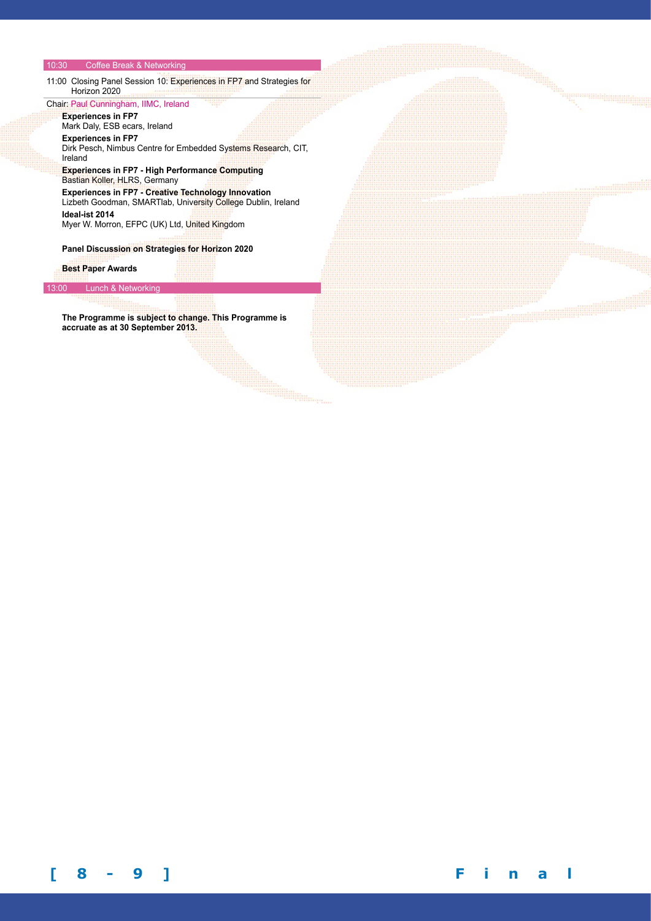**10:30 Coffee Break & Networking**

**11:00 Closing Panel Session 10: Experiences in FP7 and Strategies for Horizon 2020**

Chair: Paul Cunningham, IIMC, Ireland

**Experiences in FP7**
Mark Daly, ESB ecars, Ireland

**Experiences in FP7**
Dirk Pesch, Nimbus Centre for Embedded Systems Research, CIT, Ireland

**Experiences in FP7 - High Performance Computing**
Bastian Koller, HLRS, Germany

**Experiences in FP7 - Creative Technology Innovation**
Lizbeth Goodman, SMARTlab, University College Dublin, Ireland

**Ideal-ist 2014**
Myer W. Morron, EFPC (UK) Ltd, United Kingdom

**Panel Discussion on Strategies for Horizon 2020**

**Best Paper Awards**

**13:00 Lunch & Networking**

**The Programme is subject to change. This Programme is accruate as at 30 September 2013.**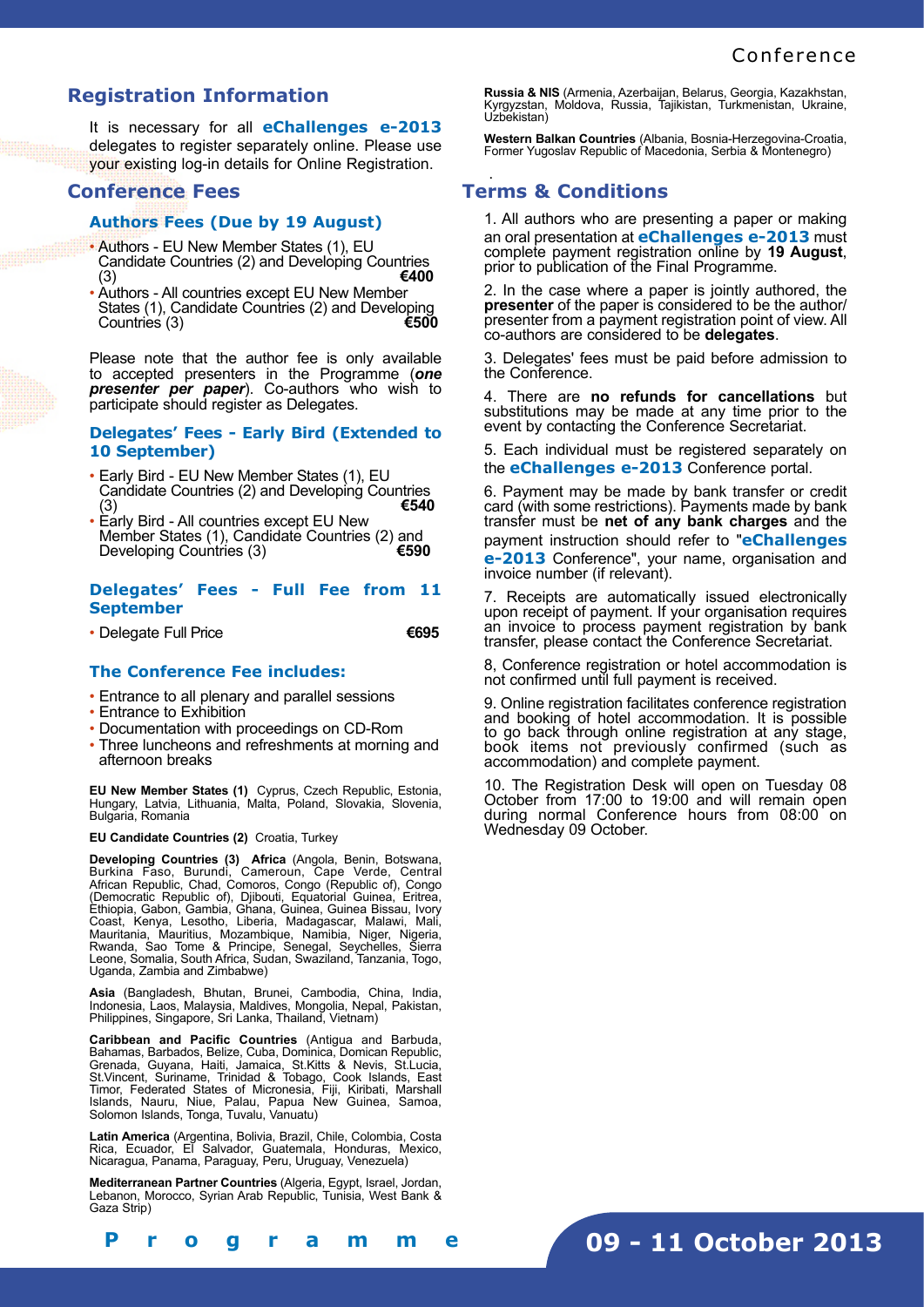## Registration Information

It is necessary for all **eChallenges e-2013** delegates to register separately online. Please use your existing log-in details for Online Registration.

## Conference Fees

### Authors Fees (Due by 19 August)

- Authors - EU New Member States (1), EU Candidate Countries (2) and Developing Countries (3) **€400**
- Authors - All countries except EU New Member States (1), Candidate Countries (2) and Developing Countries (3) **€500**

Please note that the author fee is only available to accepted presenters in the Programme (***one presenter per paper***). Co-authors who wish to participate should register as Delegates.

### Delegates' Fees - Early Bird (Extended to 10 September)

- Early Bird - EU New Member States (1), EU Candidate Countries (2) and Developing Countries (3) **€540**
- Early Bird - All countries except EU New Member States (1), Candidate Countries (2) and Developing Countries (3) **€590**

### Delegates' Fees - Full Fee from 11 September

- Delegate Full Price **€695**

### The Conference Fee includes:

- Entrance to all plenary and parallel sessions
- Entrance to Exhibition
- Documentation with proceedings on CD-Rom
- Three luncheons and refreshments at morning and afternoon breaks

**EU New Member States (1)** Cyprus, Czech Republic, Estonia, Hungary, Latvia, Lithuania, Malta, Poland, Slovakia, Slovenia, Bulgaria, Romania

**EU Candidate Countries (2)** Croatia, Turkey

**Developing Countries (3) Africa** (Angola, Benin, Botswana, Burkina Faso, Burundi, Cameroun, Cape Verde, Central African Republic, Chad, Comoros, Congo (Republic of), Congo (Democratic Republic of), Djibouti, Equatorial Guinea, Eritrea, Ethiopia, Gabon, Gambia, Ghana, Guinea, Guinea Bissau, Ivory Coast, Kenya, Lesotho, Liberia, Madagascar, Malawi, Mali, Mauritania, Mauritius, Mozambique, Namibia, Niger, Nigeria, Rwanda, Sao Tome & Principe, Senegal, Seychelles, Sierra Leone, Somalia, South Africa, Sudan, Swaziland, Tanzania, Togo, Uganda, Zambia and Zimbabwe)

**Asia** (Bangladesh, Bhutan, Brunei, Cambodia, China, India, Indonesia, Laos, Malaysia, Maldives, Mongolia, Nepal, Pakistan, Philippines, Singapore, Sri Lanka, Thailand, Vietnam)

**Caribbean and Pacific Countries** (Antigua and Barbuda, Bahamas, Barbados, Belize, Cuba, Dominica, Domican Republic, Grenada, Guyana, Haiti, Jamaica, St.Kitts & Nevis, St.Lucia, St.Vincent, Suriname, Trinidad & Tobago, Cook Islands, East Timor, Federated States of Micronesia, Fiji, Kiribati, Marshall Islands, Nauru, Niue, Palau, Papua New Guinea, Samoa, Solomon Islands, Tonga, Tuvalu, Vanuatu)

**Latin America** (Argentina, Bolivia, Brazil, Chile, Colombia, Costa Rica, Ecuador, El Salvador, Guatemala, Honduras, Mexico, Nicaragua, Panama, Paraguay, Peru, Uruguay, Venezuela)

**Mediterranean Partner Countries** (Algeria, Egypt, Israel, Jordan, Lebanon, Morocco, Syrian Arab Republic, Tunisia, West Bank & Gaza Strip)

**Russia & NIS** (Armenia, Azerbaijan, Belarus, Georgia, Kazakhstan, Kyrgyzstan, Moldova, Russia, Tajikistan, Turkmenistan, Ukraine, Uzbekistan)

**Western Balkan Countries** (Albania, Bosnia-Herzegovina-Croatia, Former Yugoslav Republic of Macedonia, Serbia & Montenegro)

## Terms & Conditions

1. All authors who are presenting a paper or making an oral presentation at **eChallenges e-2013** must complete payment registration online by **19 August**, prior to publication of the Final Programme.

2. In the case where a paper is jointly authored, the **presenter** of the paper is considered to be the author/presenter from a payment registration point of view. All co-authors are considered to be **delegates**.

3. Delegates' fees must be paid before admission to the Conference.

4. There are **no refunds for cancellations** but substitutions may be made at any time prior to the event by contacting the Conference Secretariat.

5. Each individual must be registered separately on the **eChallenges e-2013** Conference portal.

6. Payment may be made by bank transfer or credit card (with some restrictions). Payments made by bank transfer must be **net of any bank charges** and the payment instruction should refer to "**eChallenges e-2013** Conference", your name, organisation and invoice number (if relevant).

7. Receipts are automatically issued electronically upon receipt of payment. If your organisation requires an invoice to process payment registration by bank transfer, please contact the Conference Secretariat.

8, Conference registration or hotel accommodation is not confirmed until full payment is received.

9. Online registration facilitates conference registration and booking of hotel accommodation. It is possible to go back through online registration at any stage, book items not previously confirmed (such as accommodation) and complete payment.

10. The Registration Desk will open on Tuesday 08 October from 17:00 to 19:00 and will remain open during normal Conference hours from 08:00 on Wednesday 09 October.